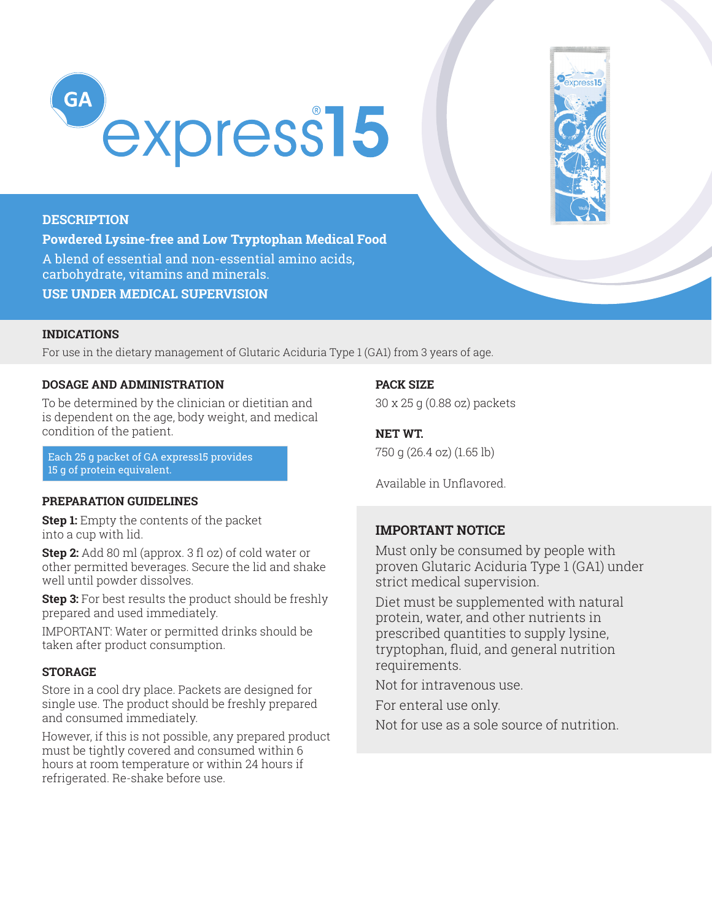# GA express®15

## DESCRIPTION

**Powdered Lysine-free and Low Tryptophan Medical Food**

A blend of essential and non-essential amino acids, carbohydrate, vitamins and minerals.

**USE UNDER MEDICAL SUPERVISION**

## INDICATIONS

For use in the dietary management of Glutaric Aciduria Type 1 (GA1) from 3 years of age.

## DOSAGE AND ADMINISTRATION

To be determined by the clinician or dietitian and is dependent on the age, body weight, and medical condition of the patient.

Each 25 g packet of GA express15 provides 15 g of protein equivalent.

## PREPARATION GUIDELINES

**Step 1:** Empty the contents of the packet into a cup with lid.

**Step 2:** Add 80 ml (approx. 3 fl oz) of cold water or other permitted beverages. Secure the lid and shake well until powder dissolves.

**Step 3:** For best results the product should be freshly prepared and used immediately.

IMPORTANT: Water or permitted drinks should be taken after product consumption.

## STORAGE

Store in a cool dry place. Packets are designed for single use. The product should be freshly prepared and consumed immediately.

However, if this is not possible, any prepared product must be tightly covered and consumed within 6 hours at room temperature or within 24 hours if refrigerated. Re-shake before use.

## PACK SIZE

30 x 25 g (0.88 oz) packets

## NET WT.

750 g (26.4 oz) (1.65 lb)

Available in Unflavored.

## IMPORTANT NOTICE

Must only be consumed by people with proven Glutaric Aciduria Type 1 (GA1) under strict medical supervision.

Diet must be supplemented with natural protein, water, and other nutrients in prescribed quantities to supply lysine, tryptophan, fluid, and general nutrition requirements.

Not for intravenous use.

For enteral use only.

Not for use as a sole source of nutrition.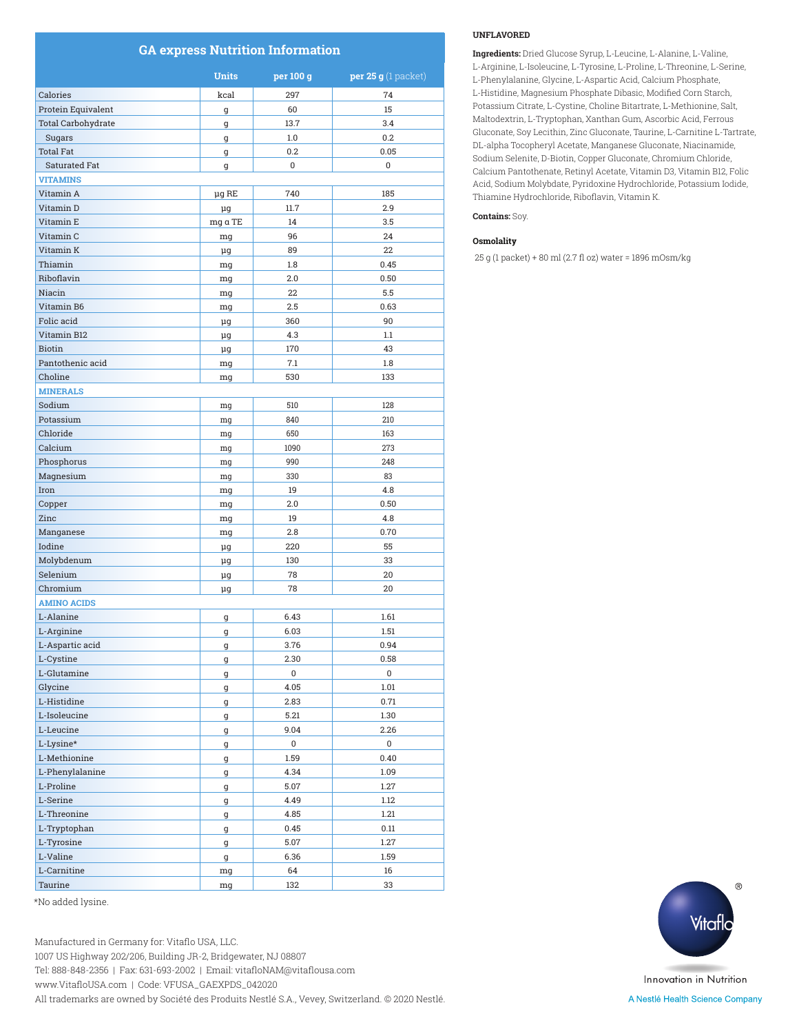| GA express Nutrition Information | Units | per 100 g | per 25 g (1 packet) |
|---|---|---|---|
| Calories | kcal | 297 | 74 |
| Protein Equivalent | g | 60 | 15 |
| Total Carbohydrate | g | 13.7 | 3.4 |
| Sugars | g | 1.0 | 0.2 |
| Total Fat | g | 0.2 | 0.05 |
| Saturated Fat | g | 0 | 0 |
| **VITAMINS** | | | |
| Vitamin A | µg RE | 740 | 185 |
| Vitamin D | µg | 11.7 | 2.9 |
| Vitamin E | mg α TE | 14 | 3.5 |
| Vitamin C | mg | 96 | 24 |
| Vitamin K | µg | 89 | 22 |
| Thiamin | mg | 1.8 | 0.45 |
| Riboflavin | mg | 2.0 | 0.50 |
| Niacin | mg | 22 | 5.5 |
| Vitamin B6 | mg | 2.5 | 0.63 |
| Folic acid | µg | 360 | 90 |
| Vitamin B12 | µg | 4.3 | 1.1 |
| Biotin | µg | 170 | 43 |
| Pantothenic acid | mg | 7.1 | 1.8 |
| Choline | mg | 530 | 133 |
| **MINERALS** | | | |
| Sodium | mg | 510 | 128 |
| Potassium | mg | 840 | 210 |
| Chloride | mg | 650 | 163 |
| Calcium | mg | 1090 | 273 |
| Phosphorus | mg | 990 | 248 |
| Magnesium | mg | 330 | 83 |
| Iron | mg | 19 | 4.8 |
| Copper | mg | 2.0 | 0.50 |
| Zinc | mg | 19 | 4.8 |
| Manganese | mg | 2.8 | 0.70 |
| Iodine | µg | 220 | 55 |
| Molybdenum | µg | 130 | 33 |
| Selenium | µg | 78 | 20 |
| Chromium | µg | 78 | 20 |
| **AMINO ACIDS** | | | |
| L-Alanine | g | 6.43 | 1.61 |
| L-Arginine | g | 6.03 | 1.51 |
| L-Aspartic acid | g | 3.76 | 0.94 |
| L-Cystine | g | 2.30 | 0.58 |
| L-Glutamine | g | 0 | 0 |
| Glycine | g | 4.05 | 1.01 |
| L-Histidine | g | 2.83 | 0.71 |
| L-Isoleucine | g | 5.21 | 1.30 |
| L-Leucine | g | 9.04 | 2.26 |
| L-Lysine* | g | 0 | 0 |
| L-Methionine | g | 1.59 | 0.40 |
| L-Phenylalanine | g | 4.34 | 1.09 |
| L-Proline | g | 5.07 | 1.27 |
| L-Serine | g | 4.49 | 1.12 |
| L-Threonine | g | 4.85 | 1.21 |
| L-Tryptophan | g | 0.45 | 0.11 |
| L-Tyrosine | g | 5.07 | 1.27 |
| L-Valine | g | 6.36 | 1.59 |
| L-Carnitine | mg | 64 | 16 |
| Taurine | mg | 132 | 33 |

*No added lysine.

**UNFLAVORED**

**Ingredients:** Dried Glucose Syrup, L-Leucine, L-Alanine, L-Valine, L-Arginine, L-Isoleucine, L-Tyrosine, L-Proline, L-Threonine, L-Serine, L-Phenylalanine, Glycine, L-Aspartic Acid, Calcium Phosphate, L-Histidine, Magnesium Phosphate Dibasic, Modified Corn Starch, Potassium Citrate, L-Cystine, Choline Bitartrate, L-Methionine, Salt, Maltodextrin, L-Tryptophan, Xanthan Gum, Ascorbic Acid, Ferrous Gluconate, Soy Lecithin, Zinc Gluconate, Taurine, L-Carnitine L-Tartrate, DL-alpha Tocopheryl Acetate, Manganese Gluconate, Niacinamide, Sodium Selenite, D-Biotin, Copper Gluconate, Chromium Chloride, Calcium Pantothenate, Retinyl Acetate, Vitamin D3, Vitamin B12, Folic Acid, Sodium Molybdate, Pyridoxine Hydrochloride, Potassium Iodide, Thiamine Hydrochloride, Riboflavin, Vitamin K.

**Contains:** Soy.

**Osmolality**

25 g (1 packet) + 80 ml (2.7 fl oz) water = 1896 mOsm/kg

Manufactured in Germany for: Vitaflo USA, LLC.
1007 US Highway 202/206, Building JR-2, Bridgewater, NJ 08807
Tel: 888-848-2356 | Fax: 631-693-2002 | Email: vitafloNAM@vitaflousa.com
www.VitafloUSA.com | Code: VFUSA_GAEXPDS_042020
All trademarks are owned by Société des Produits Nestlé S.A., Vevey, Switzerland. © 2020 Nestlé.

Vitaflo®
Innovation in Nutrition
A Nestlé Health Science Company